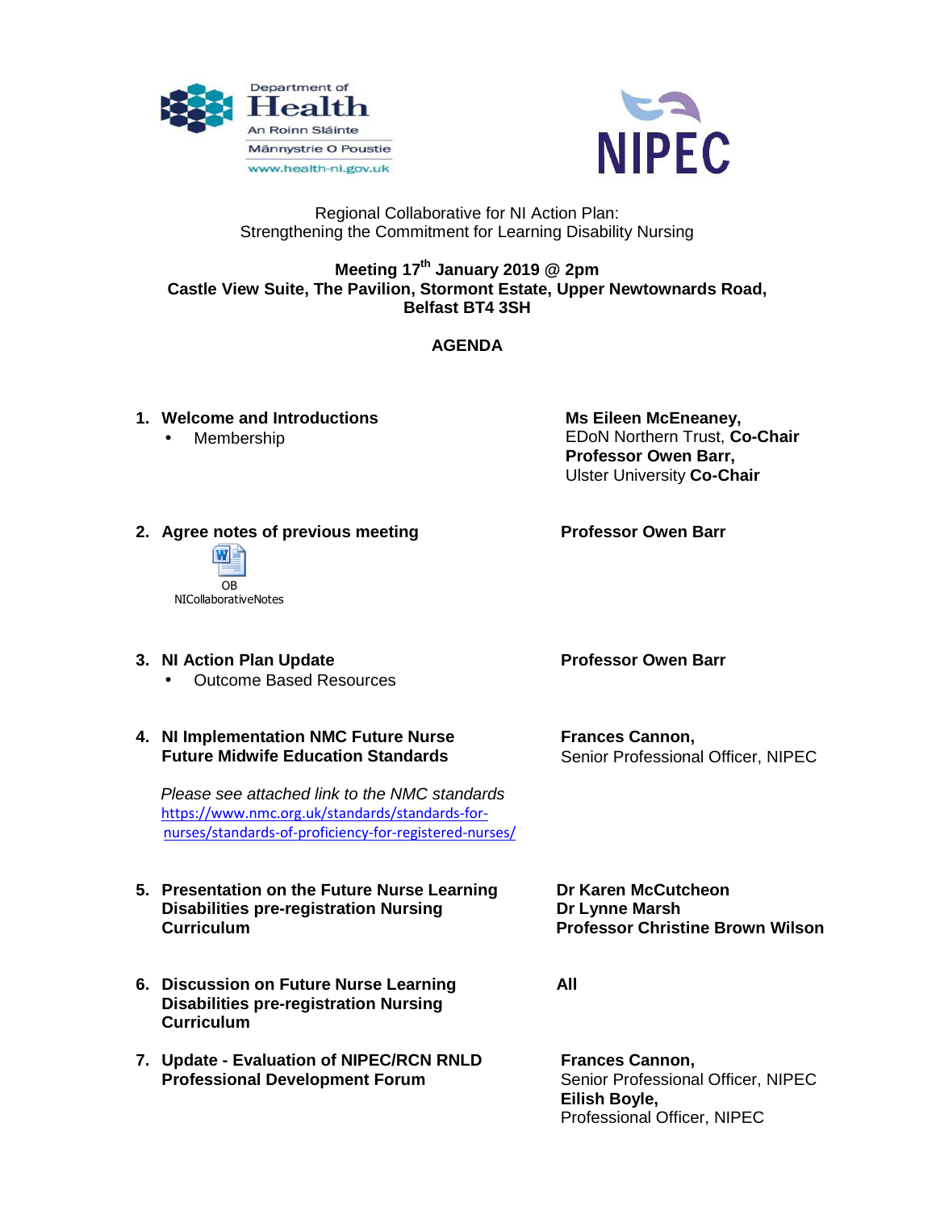Department of Health
An Roinn Sláinte
Männystrie O Poustie
www.health-ni.gov.uk

NIPEC

Regional Collaborative for NI Action Plan:
Strengthening the Commitment for Learning Disability Nursing

**Meeting 17th January 2019 @ 2pm**
**Castle View Suite, The Pavilion, Stormont Estate, Upper Newtownards Road, Belfast BT4 3SH**

## AGENDA

| Item | Lead |
|---|---|
| **1. Welcome and Introductions** <br> • Membership | **Ms Eileen McEneaney,** EDoN Northern Trust, **Co-Chair** <br> **Professor Owen Barr,** Ulster University **Co-Chair** |
| **2. Agree notes of previous meeting** <br> OB NICollaborativeNotes | **Professor Owen Barr** |
| **3. NI Action Plan Update** <br> • Outcome Based Resources | **Professor Owen Barr** |
| **4. NI Implementation NMC Future Nurse Future Midwife Education Standards** <br> *Please see attached link to the NMC standards* <br> https://www.nmc.org.uk/standards/standards-for-nurses/standards-of-proficiency-for-registered-nurses/ | **Frances Cannon,** Senior Professional Officer, NIPEC |
| **5. Presentation on the Future Nurse Learning Disabilities pre-registration Nursing Curriculum** | **Dr Karen McCutcheon** <br> **Dr Lynne Marsh** <br> **Professor Christine Brown Wilson** |
| **6. Discussion on Future Nurse Learning Disabilities pre-registration Nursing Curriculum** | **All** |
| **7. Update - Evaluation of NIPEC/RCN RNLD Professional Development Forum** | **Frances Cannon,** Senior Professional Officer, NIPEC <br> **Eilish Boyle,** Professional Officer, NIPEC |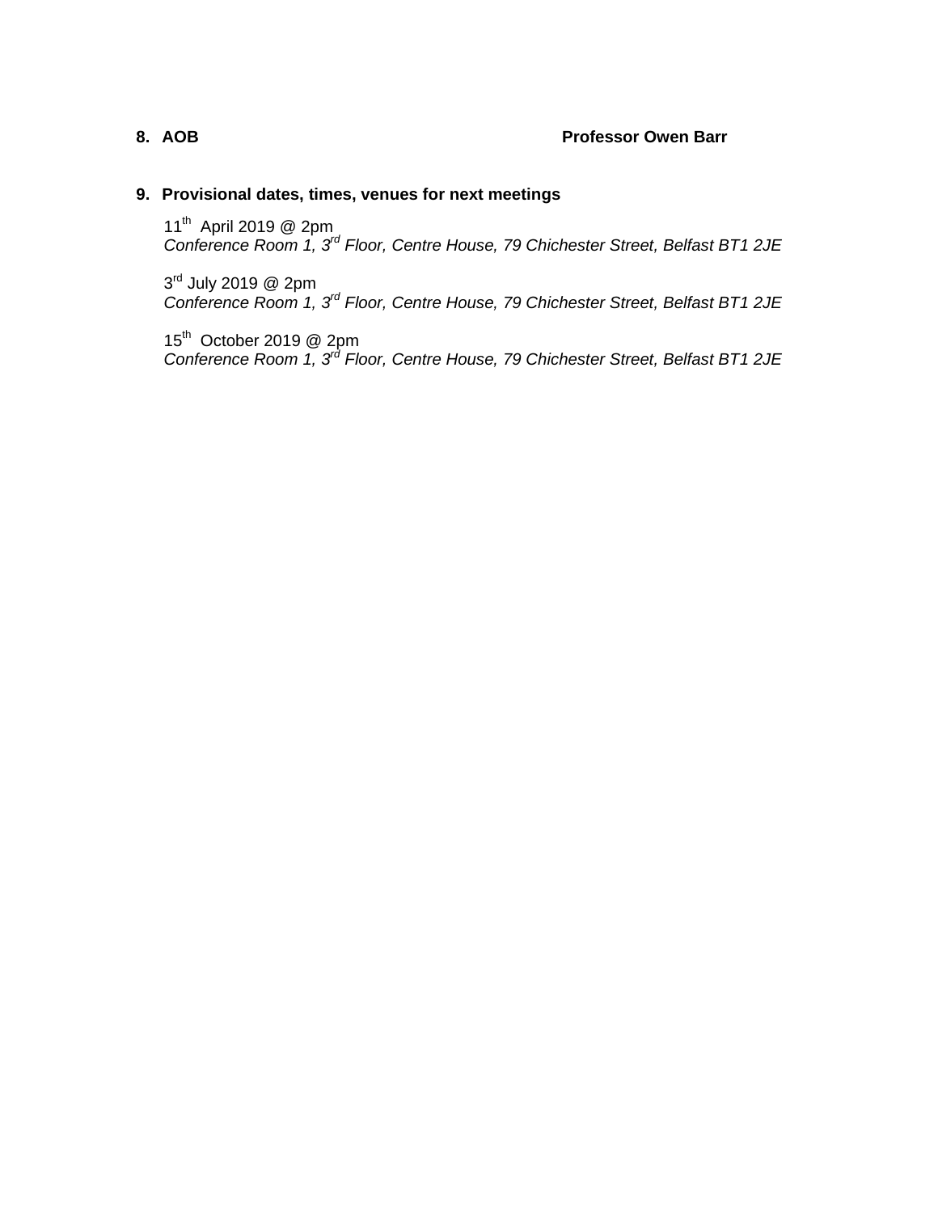**8. AOB** **Professor Owen Barr**

**9. Provisional dates, times, venues for next meetings**

11th April 2019 @ 2pm
*Conference Room 1, 3rd Floor, Centre House, 79 Chichester Street, Belfast BT1 2JE*

3rd July 2019 @ 2pm
*Conference Room 1, 3rd Floor, Centre House, 79 Chichester Street, Belfast BT1 2JE*

15th October 2019 @ 2pm
*Conference Room 1, 3rd Floor, Centre House, 79 Chichester Street, Belfast BT1 2JE*